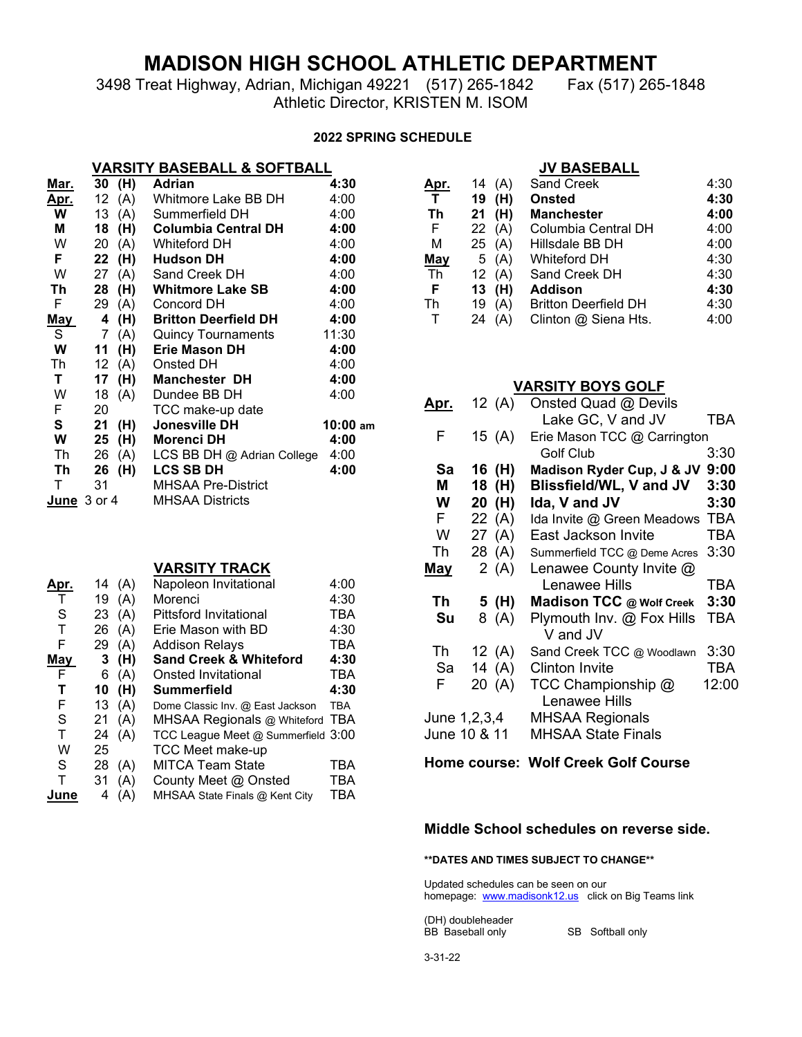# MADISON HIGH SCHOOL ATHLETIC DEPARTMENT

3498 Treat Highway, Adrian, Michigan 49221 (517) 265-1842 Fax (517) 265-1848

Athletic Director, KRISTEN M. ISOM

**2022 SPRING SCHEDULE**

## VARSITY BASEBALL & SOFTBALL

| Day | Date | H/A | Opponent | Time |
|---|---|---|---|---|
| **Mar.** | **30** | **(H)** | **Adrian** | **4:30** |
| **Apr.** | 12 | (A) | Whitmore Lake BB DH | 4:00 |
| **W** | 13 | (A) | Summerfield DH | 4:00 |
| **M** | **18** | **(H)** | **Columbia Central DH** | **4:00** |
| W | 20 | (A) | Whiteford DH | 4:00 |
| **F** | **22** | **(H)** | **Hudson DH** | **4:00** |
| W | 27 | (A) | Sand Creek DH | 4:00 |
| **Th** | **28** | **(H)** | **Whitmore Lake SB** | **4:00** |
| F | 29 | (A) | Concord DH | 4:00 |
| **May** | **4** | **(H)** | **Britton Deerfield DH** | **4:00** |
| S | 7 | (A) | Quincy Tournaments | 11:30 |
| **W** | **11** | **(H)** | **Erie Mason DH** | **4:00** |
| Th | 12 | (A) | Onsted DH | 4:00 |
| **T** | **17** | **(H)** | **Manchester DH** | **4:00** |
| W | 18 | (A) | Dundee BB DH | 4:00 |
| F | 20 | | TCC make-up date | |
| **S** | **21** | **(H)** | **Jonesville DH** | **10:00 am** |
| **W** | **25** | **(H)** | **Morenci DH** | **4:00** |
| Th | 26 | (A) | LCS BB DH @ Adrian College | 4:00 |
| **Th** | **26** | **(H)** | **LCS SB DH** | **4:00** |
| T | 31 | | MHSAA Pre-District | |
| **June** | 3 or 4 | | MHSAA Districts | |

## VARSITY TRACK

| Day | Date | H/A | Event | Time |
|---|---|---|---|---|
| **Apr.** | 14 | (A) | Napoleon Invitational | 4:00 |
| T | 19 | (A) | Morenci | 4:30 |
| S | 23 | (A) | Pittsford Invitational | TBA |
| T | 26 | (A) | Erie Mason with BD | 4:30 |
| F | 29 | (A) | Addison Relays | TBA |
| **May** | **3** | **(H)** | **Sand Creek & Whiteford** | **4:30** |
| F | 6 | (A) | Onsted Invitational | TBA |
| **T** | **10** | **(H)** | **Summerfield** | **4:30** |
| F | 13 | (A) | Dome Classic Inv. @ East Jackson | TBA |
| S | 21 | (A) | MHSAA Regionals @ Whiteford | TBA |
| T | 24 | (A) | TCC League Meet @ Summerfield | 3:00 |
| W | 25 | | TCC Meet make-up | |
| S | 28 | (A) | MITCA Team State | TBA |
| T | 31 | (A) | County Meet @ Onsted | TBA |
| **June** | 4 | (A) | MHSAA State Finals @ Kent City | TBA |

## JV BASEBALL

| Day | Date | H/A | Opponent | Time |
|---|---|---|---|---|
| **Apr.** | 14 | (A) | Sand Creek | 4:30 |
| **T** | **19** | **(H)** | **Onsted** | **4:30** |
| **Th** | **21** | **(H)** | **Manchester** | **4:00** |
| F | 22 | (A) | Columbia Central DH | 4:00 |
| M | 25 | (A) | Hillsdale BB DH | 4:00 |
| **May** | 5 | (A) | Whiteford DH | 4:30 |
| Th | 12 | (A) | Sand Creek DH | 4:30 |
| **F** | **13** | **(H)** | **Addison** | **4:30** |
| Th | 19 | (A) | Britton Deerfield DH | 4:30 |
| T | 24 | (A) | Clinton @ Siena Hts. | 4:00 |

## VARSITY BOYS GOLF

| Day | Date | H/A | Event | Time |
|---|---|---|---|---|
| **Apr.** | 12 | (A) | Onsted Quad @ Devils Lake GC, V and JV | TBA |
| F | 15 | (A) | Erie Mason TCC @ Carrington Golf Club | 3:30 |
| **Sa** | **16** | **(H)** | **Madison Ryder Cup, J & JV** | **9:00** |
| **M** | **18** | **(H)** | **Blissfield/WL, V and JV** | **3:30** |
| **W** | **20** | **(H)** | **Ida, V and JV** | **3:30** |
| F | 22 | (A) | Ida Invite @ Green Meadows | TBA |
| W | 27 | (A) | East Jackson Invite | TBA |
| Th | 28 | (A) | Summerfield TCC @ Deme Acres | 3:30 |
| **May** | 2 | (A) | Lenawee County Invite @ Lenawee Hills | TBA |
| **Th** | **5** | **(H)** | **Madison TCC @ Wolf Creek** | **3:30** |
| **Su** | 8 | (A) | Plymouth Inv. @ Fox Hills V and JV | TBA |
| Th | 12 | (A) | Sand Creek TCC @ Woodlawn | 3:30 |
| Sa | 14 | (A) | Clinton Invite | TBA |
| F | 20 | (A) | TCC Championship @ Lenawee Hills | 12:00 |
| June 1,2,3,4 | | | MHSAA Regionals | |
| June 10 & 11 | | | MHSAA State Finals | |

**Home course: Wolf Creek Golf Course**

**Middle School schedules on reverse side.**

****DATES AND TIMES SUBJECT TO CHANGE****

Updated schedules can be seen on our homepage: www.madisonk12.us click on Big Teams link

(DH) doubleheader
BB Baseball only SB Softball only

3-31-22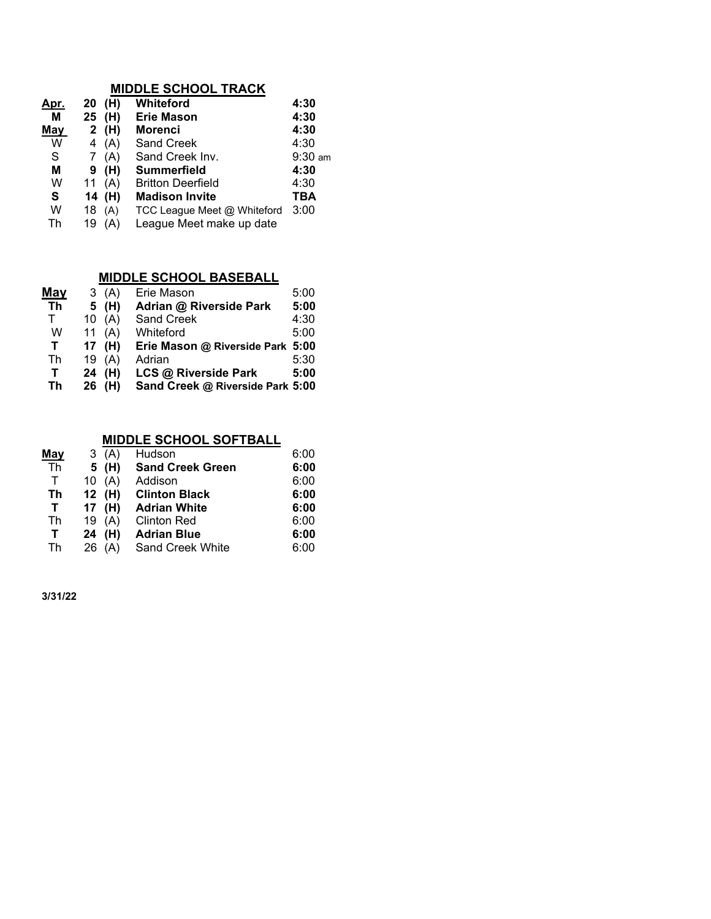## MIDDLE SCHOOL TRACK

| | | | | |
|---|---|---|---|---|
| **Apr.** | **20** | **(H)** | **Whiteford** | **4:30** |
| **M** | **25** | **(H)** | **Erie Mason** | **4:30** |
| **May** | **2** | **(H)** | **Morenci** | **4:30** |
| W | 4 | (A) | Sand Creek | 4:30 |
| S | 7 | (A) | Sand Creek Inv. | 9:30 am |
| **M** | **9** | **(H)** | **Summerfield** | **4:30** |
| W | 11 | (A) | Britton Deerfield | 4:30 |
| **S** | **14** | **(H)** | **Madison Invite** | **TBA** |
| W | 18 | (A) | TCC League Meet @ Whiteford | 3:00 |
| Th | 19 | (A) | League Meet make up date | |

## MIDDLE SCHOOL BASEBALL

| | | | | |
|---|---|---|---|---|
| **May** | 3 | (A) | Erie Mason | 5:00 |
| **Th** | **5** | **(H)** | **Adrian @ Riverside Park** | **5:00** |
| T | 10 | (A) | Sand Creek | 4:30 |
| W | 11 | (A) | Whiteford | 5:00 |
| **T** | **17** | **(H)** | **Erie Mason @ Riverside Park** | **5:00** |
| Th | 19 | (A) | Adrian | 5:30 |
| **T** | **24** | **(H)** | **LCS @ Riverside Park** | **5:00** |
| **Th** | **26** | **(H)** | **Sand Creek @ Riverside Park** | **5:00** |

## MIDDLE SCHOOL SOFTBALL

| | | | | |
|---|---|---|---|---|
| **May** | 3 | (A) | Hudson | 6:00 |
| Th | **5** | **(H)** | **Sand Creek Green** | **6:00** |
| T | 10 | (A) | Addison | 6:00 |
| **Th** | **12** | **(H)** | **Clinton Black** | **6:00** |
| **T** | **17** | **(H)** | **Adrian White** | **6:00** |
| Th | 19 | (A) | Clinton Red | 6:00 |
| **T** | **24** | **(H)** | **Adrian Blue** | **6:00** |
| Th | 26 | (A) | Sand Creek White | 6:00 |

**3/31/22**